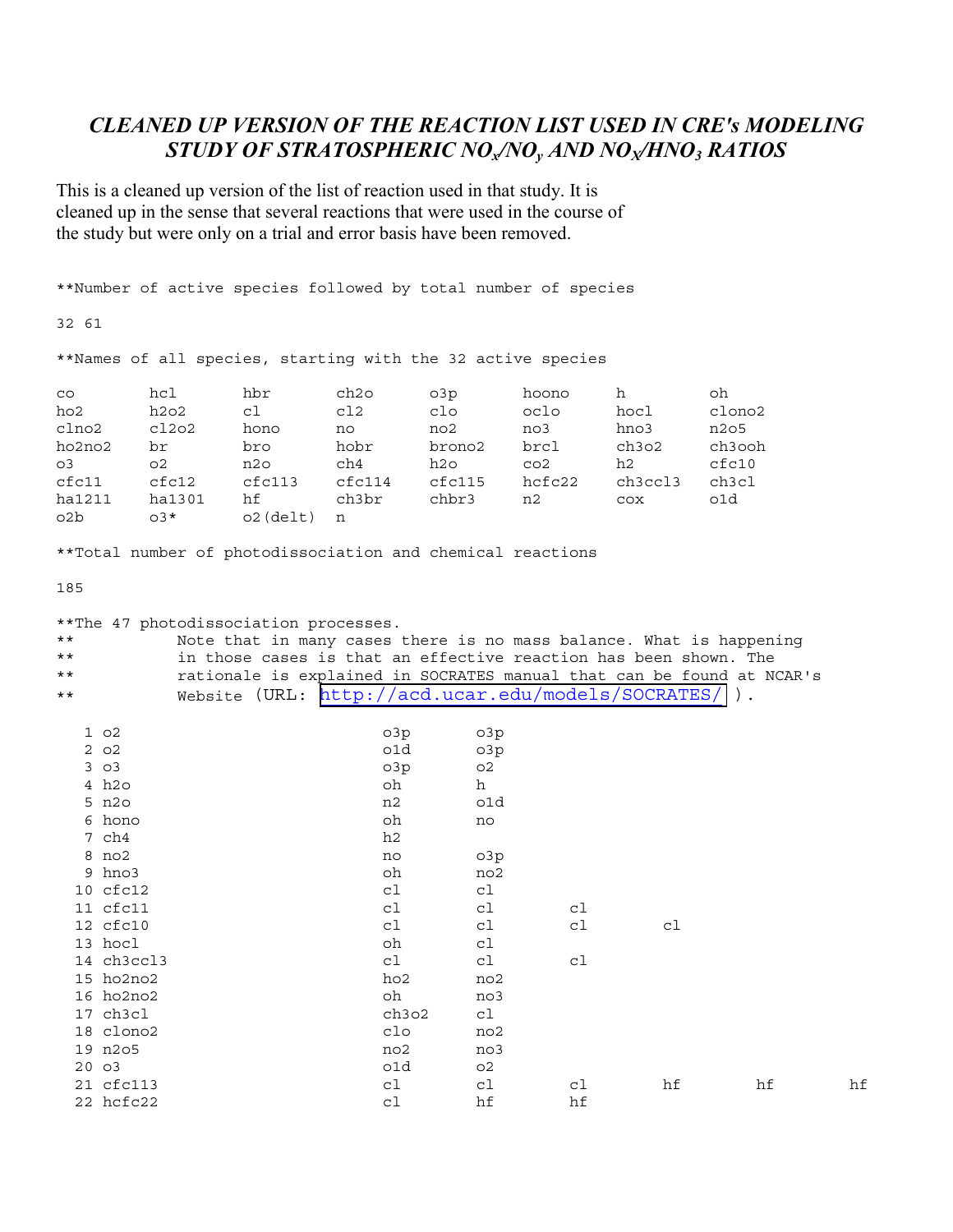# *CLEANED UP VERSION OF THE REACTION LIST USED IN CRE's MODELING STUDY OF STRATOSPHERIC $NO_x/NO_y$ AND $NO_x/HNO_3$ RATIOS*

This is a cleaned up version of the list of reaction used in that study. It is cleaned up in the sense that several reactions that were used in the course of the study but were only on a trial and error basis have been removed.

```
**Number of active species followed by total number of species

32 61

**Names of all species, starting with the 32 active species

co        hcl       hbr       ch2o      o3p       hoono     h         oh
ho2       h2o2      cl        cl2       clo       oclo      hocl      clono2
clno2     cl2o2     hono      no        no2       no3       hno3      n2o5
ho2no2    br        bro       hobr      brono2    brcl      ch3o2     ch3ooh
o3        o2        n2o       ch4       h2o       co2       h2        cfc10
cfc11     cfc12     cfc113    cfc114    cfc115    hcfc22    ch3ccl3   ch3cl
ha1211    ha1301    hf        ch3br     chbr3     n2        cox       o1d
o2b       o3*       o2(delt)  n

**Total number of photodissociation and chemical reactions

185

**The 47 photodissociation processes.
**          Note that in many cases there is no mass balance. What is happening
**          in those cases is that an effective reaction has been shown. The
**          rationale is explained in SOCRATES manual that can be found at NCAR's
**          Website (URL: http://acd.ucar.edu/models/SOCRATES/ ).

   1 o2                          o3p       o3p
   2 o2                          o1d       o3p
   3 o3                          o3p       o2
   4 h2o                         oh        h
   5 n2o                         n2        o1d
   6 hono                        oh        no
   7 ch4                         h2
   8 no2                         no        o3p
   9 hno3                        oh        no2
  10 cfc12                       cl        cl
  11 cfc11                       cl        cl        cl
  12 cfc10                       cl        cl        cl        cl
  13 hocl                        oh        cl
  14 ch3ccl3                     cl        cl        cl
  15 ho2no2                      ho2       no2
  16 ho2no2                      oh        no3
  17 ch3cl                       ch3o2     cl
  18 clono2                      clo       no2
  19 n2o5                        no2       no3
  20 o3                          o1d       o2
  21 cfc113                      cl        cl        cl        hf        hf        hf
  22 hcfc22                      cl        hf        hf
```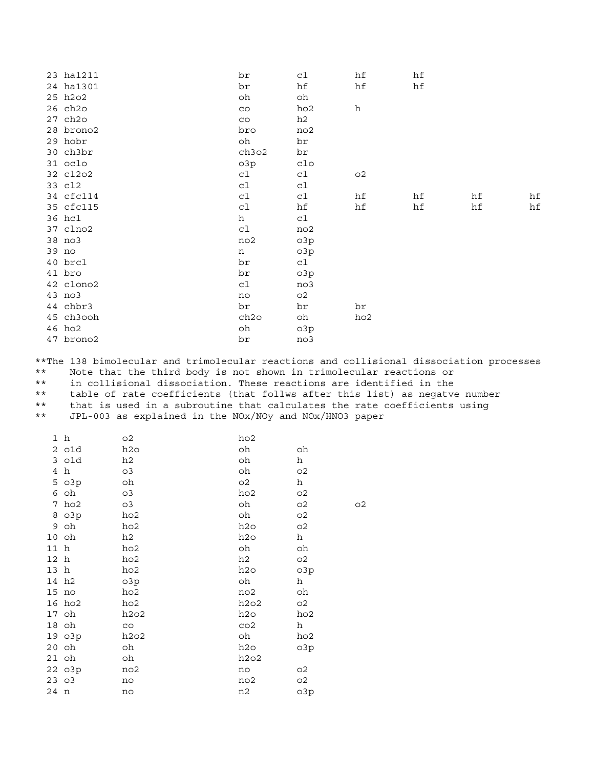```
  23 ha1211                              br        cl        hf        hf
  24 ha1301                              br        hf        hf        hf
  25 h2o2                                oh        oh
  26 ch2o                                co        ho2       h
  27 ch2o                                co        h2
  28 brono2                              bro       no2
  29 hobr                                oh        br
  30 ch3br                               ch3o2     br
  31 oclo                                o3p       clo
  32 cl2o2                               cl        cl        o2
  33 cl2                                 cl        cl
  34 cfc114                              cl        cl        hf        hf        hf        hf
  35 cfc115                              cl        hf        hf        hf        hf        hf
  36 hcl                                 h         cl
  37 clno2                               cl        no2
  38 no3                                 no2       o3p
  39 no                                  n         o3p
  40 brcl                                br        cl
  41 bro                                 br        o3p
  42 clono2                              cl        no3
  43 no3                                 no        o2
  44 chbr3                               br        br        br
  45 ch3ooh                              ch2o      oh        ho2
  46 ho2                                 oh        o3p
  47 brono2                              br        no3
```

```
**The 138 bimolecular and trimolecular reactions and collisional dissociation processes
**    Note that the third body is not shown in trimolecular reactions or
**    in collisional dissociation. These reactions are identified in the
**    table of rate coefficients (that follws after this list) as negatve number
**    that is used in a subroutine that calculates the rate coefficients using
**    JPL-003 as explained in the NOx/NOy and NOx/HNO3 paper
```

```
   1 h        o2          ho2
   2 o1d      h2o         oh        oh
   3 o1d      h2          oh        h
   4 h        o3          oh        o2
   5 o3p      oh          o2        h
   6 oh       o3          ho2       o2
   7 ho2      o3          oh        o2        o2
   8 o3p      ho2         oh        o2
   9 oh       ho2         h2o       o2
  10 oh       h2          h2o       h
  11 h        ho2         oh        oh
  12 h        ho2         h2        o2
  13 h        ho2         h2o       o3p
  14 h2       o3p         oh        h
  15 no       ho2         no2       oh
  16 ho2      ho2         h2o2      o2
  17 oh       h2o2        h2o       ho2
  18 oh       co          co2       h
  19 o3p      h2o2        oh        ho2
  20 oh       oh          h2o       o3p
  21 oh       oh          h2o2
  22 o3p      no2         no        o2
  23 o3       no          no2       o2
  24 n        no          n2        o3p
```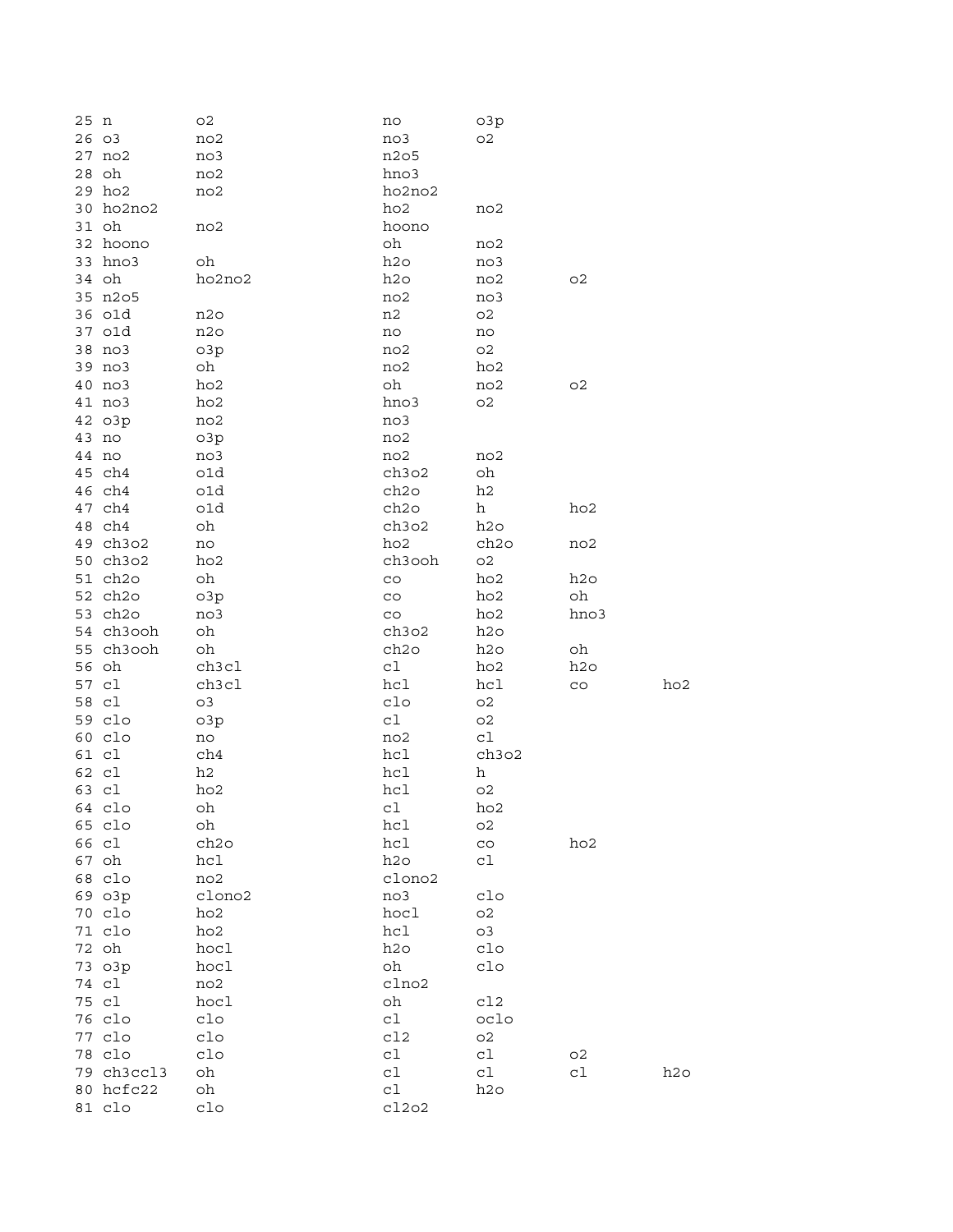```
25 n         o2                  no        o3p
26 o3        no2                 no3       o2
27 no2       no3                 n2o5
28 oh        no2                 hno3
29 ho2       no2                 ho2no2
30 ho2no2                        ho2       no2
31 oh        no2                 hoono
32 hoono                         oh        no2
33 hno3      oh                  h2o       no3
34 oh        ho2no2              h2o       no2       o2
35 n2o5                          no2       no3
36 o1d       n2o                 n2        o2
37 o1d       n2o                 no        no
38 no3       o3p                 no2       o2
39 no3       oh                  no2       ho2
40 no3       ho2                 oh        no2       o2
41 no3       ho2                 hno3      o2
42 o3p       no2                 no3
43 no        o3p                 no2
44 no        no3                 no2       no2
45 ch4       o1d                 ch3o2     oh
46 ch4       o1d                 ch2o      h2
47 ch4       o1d                 ch2o      h         ho2
48 ch4       oh                  ch3o2     h2o
49 ch3o2     no                  ho2       ch2o      no2
50 ch3o2     ho2                 ch3ooh    o2
51 ch2o      oh                  co        ho2       h2o
52 ch2o      o3p                 co        ho2       oh
53 ch2o      no3                 co        ho2       hno3
54 ch3ooh    oh                  ch3o2     h2o
55 ch3ooh    oh                  ch2o      h2o       oh
56 oh        ch3cl               cl        ho2       h2o
57 cl        ch3cl               hcl       hcl       co        ho2
58 cl        o3                  clo       o2
59 clo       o3p                 cl        o2
60 clo       no                  no2       cl
61 cl        ch4                 hcl       ch3o2
62 cl        h2                  hcl       h
63 cl        ho2                 hcl       o2
64 clo       oh                  cl        ho2
65 clo       oh                  hcl       o2
66 cl        ch2o                hcl       co        ho2
67 oh        hcl                 h2o       cl
68 clo       no2                 clono2
69 o3p       clono2              no3       clo
70 clo       ho2                 hocl      o2
71 clo       ho2                 hcl       o3
72 oh        hocl                h2o       clo
73 o3p       hocl                oh        clo
74 cl        no2                 clno2
75 cl        hocl                oh        cl2
76 clo       clo                 cl        oclo
77 clo       clo                 cl2       o2
78 clo       clo                 cl        cl        o2
79 ch3ccl3   oh                  cl        cl        cl        h2o
80 hcfc22    oh                  cl        h2o
81 clo       clo                 cl2o2
```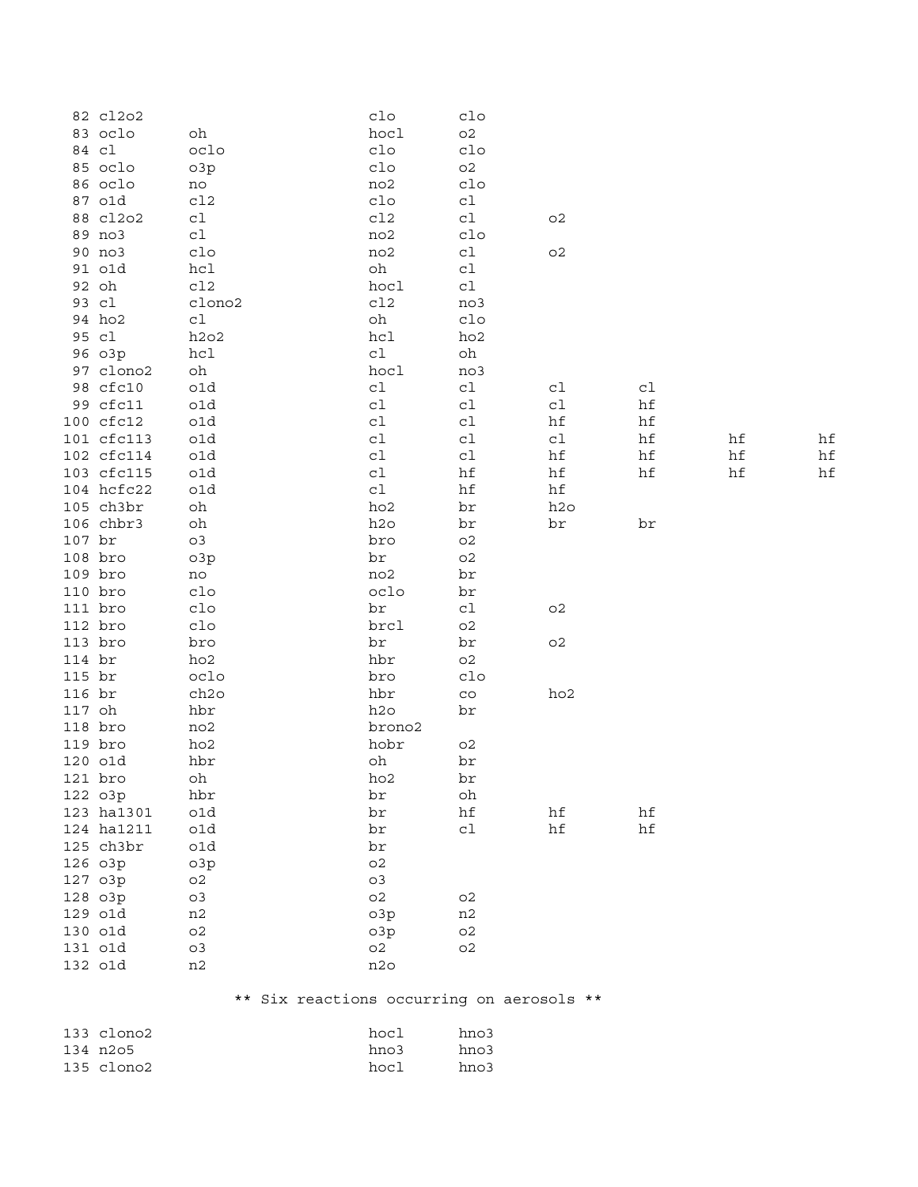```
 82 cl2o2                        clo       clo
 83 oclo       oh                hocl      o2
 84 cl         oclo              clo       clo
 85 oclo       o3p               clo       o2
 86 oclo       no                no2       clo
 87 o1d        cl2               clo       cl
 88 cl2o2      cl                cl2       cl        o2
 89 no3        cl                no2       clo
 90 no3        clo               no2       cl        o2
 91 o1d        hcl               oh        cl
 92 oh         cl2               hocl      cl
 93 cl         clono2            cl2       no3
 94 ho2        cl                oh        clo
 95 cl         h2o2              hcl       ho2
 96 o3p        hcl               cl        oh
 97 clono2     oh                hocl      no3
 98 cfc10      o1d               cl        cl        cl        cl
 99 cfc11      o1d               cl        cl        cl        hf
100 cfc12      o1d               cl        cl        hf        hf
101 cfc113     o1d               cl        cl        cl        hf        hf        hf
102 cfc114     o1d               cl        cl        hf        hf        hf        hf
103 cfc115     o1d               cl        hf        hf        hf        hf        hf
104 hcfc22     o1d               cl        hf        hf
105 ch3br      oh                ho2       br        h2o
106 chbr3      oh                h2o       br        br        br
107 br         o3                bro       o2
108 bro        o3p               br        o2
109 bro        no                no2       br
110 bro        clo               oclo      br
111 bro        clo               br        cl        o2
112 bro        clo               brcl      o2
113 bro        bro               br        br        o2
114 br         ho2               hbr       o2
115 br         oclo              bro       clo
116 br         ch2o              hbr       co        ho2
117 oh         hbr               h2o       br
118 bro        no2               brono2
119 bro        ho2               hobr      o2
120 o1d        hbr               oh        br
121 bro        oh                ho2       br
122 o3p        hbr               br        oh
123 ha1301     o1d               br        hf        hf        hf
124 ha1211     o1d               br        cl        hf        hf
125 ch3br      o1d               br
126 o3p        o3p               o2
127 o3p        o2                o3
128 o3p        o3                o2        o2
129 o1d        n2                o3p       n2
130 o1d        o2                o3p       o2
131 o1d        o3                o2        o2
132 o1d        n2                n2o

                    ** Six reactions occurring on aerosols **

133 clono2                       hocl      hno3
134 n2o5                         hno3      hno3
135 clono2                       hocl      hno3
```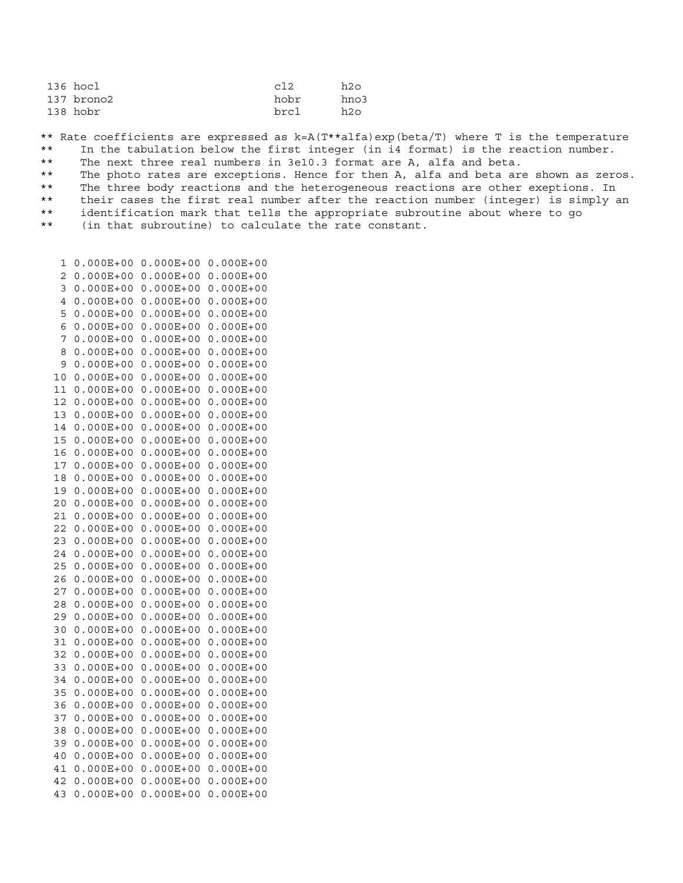```
 136 hocl                              cl2      h2o
 137 brono2                            hobr     hno3
 138 hobr                              brcl     h2o
```

```
** Rate coefficients are expressed as k=A(T**alfa)exp(beta/T) where T is the temperature
**    In the tabulation below the first integer (in i4 format) is the reaction number.
**    The next three real numbers in 3e10.3 format are A, alfa and beta.
**    The photo rates are exceptions. Hence for then A, alfa and beta are shown as zeros.
**    The three body reactions and the heterogeneous reactions are other exeptions. In
**    their cases the first real number after the reaction number (integer) is simply an
**    identification mark that tells the appropriate subroutine about where to go
**    (in that subroutine) to calculate the rate constant.
```

```
   1 0.000E+00 0.000E+00 0.000E+00
   2 0.000E+00 0.000E+00 0.000E+00
   3 0.000E+00 0.000E+00 0.000E+00
   4 0.000E+00 0.000E+00 0.000E+00
   5 0.000E+00 0.000E+00 0.000E+00
   6 0.000E+00 0.000E+00 0.000E+00
   7 0.000E+00 0.000E+00 0.000E+00
   8 0.000E+00 0.000E+00 0.000E+00
   9 0.000E+00 0.000E+00 0.000E+00
  10 0.000E+00 0.000E+00 0.000E+00
  11 0.000E+00 0.000E+00 0.000E+00
  12 0.000E+00 0.000E+00 0.000E+00
  13 0.000E+00 0.000E+00 0.000E+00
  14 0.000E+00 0.000E+00 0.000E+00
  15 0.000E+00 0.000E+00 0.000E+00
  16 0.000E+00 0.000E+00 0.000E+00
  17 0.000E+00 0.000E+00 0.000E+00
  18 0.000E+00 0.000E+00 0.000E+00
  19 0.000E+00 0.000E+00 0.000E+00
  20 0.000E+00 0.000E+00 0.000E+00
  21 0.000E+00 0.000E+00 0.000E+00
  22 0.000E+00 0.000E+00 0.000E+00
  23 0.000E+00 0.000E+00 0.000E+00
  24 0.000E+00 0.000E+00 0.000E+00
  25 0.000E+00 0.000E+00 0.000E+00
  26 0.000E+00 0.000E+00 0.000E+00
  27 0.000E+00 0.000E+00 0.000E+00
  28 0.000E+00 0.000E+00 0.000E+00
  29 0.000E+00 0.000E+00 0.000E+00
  30 0.000E+00 0.000E+00 0.000E+00
  31 0.000E+00 0.000E+00 0.000E+00
  32 0.000E+00 0.000E+00 0.000E+00
  33 0.000E+00 0.000E+00 0.000E+00
  34 0.000E+00 0.000E+00 0.000E+00
  35 0.000E+00 0.000E+00 0.000E+00
  36 0.000E+00 0.000E+00 0.000E+00
  37 0.000E+00 0.000E+00 0.000E+00
  38 0.000E+00 0.000E+00 0.000E+00
  39 0.000E+00 0.000E+00 0.000E+00
  40 0.000E+00 0.000E+00 0.000E+00
  41 0.000E+00 0.000E+00 0.000E+00
  42 0.000E+00 0.000E+00 0.000E+00
  43 0.000E+00 0.000E+00 0.000E+00
```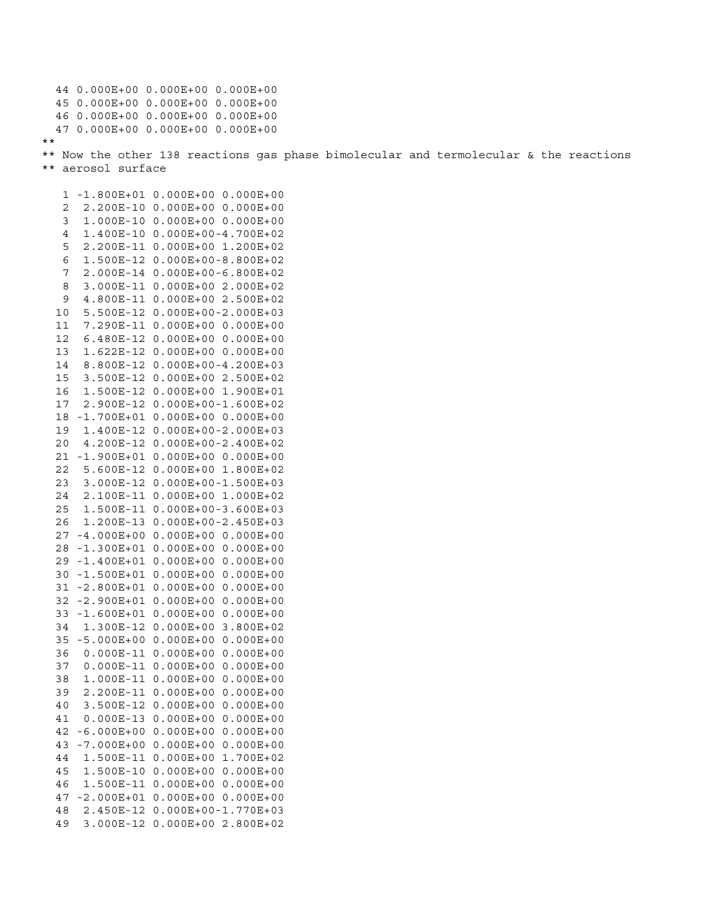```
  44 0.000E+00 0.000E+00 0.000E+00
  45 0.000E+00 0.000E+00 0.000E+00
  46 0.000E+00 0.000E+00 0.000E+00
  47 0.000E+00 0.000E+00 0.000E+00
**
** Now the other 138 reactions gas phase bimolecular and termolecular & the reactions
** aerosol surface

   1 -1.800E+01 0.000E+00 0.000E+00
   2  2.200E-10 0.000E+00 0.000E+00
   3  1.000E-10 0.000E+00 0.000E+00
   4  1.400E-10 0.000E+00-4.700E+02
   5  2.200E-11 0.000E+00 1.200E+02
   6  1.500E-12 0.000E+00-8.800E+02
   7  2.000E-14 0.000E+00-6.800E+02
   8  3.000E-11 0.000E+00 2.000E+02
   9  4.800E-11 0.000E+00 2.500E+02
  10  5.500E-12 0.000E+00-2.000E+03
  11  7.290E-11 0.000E+00 0.000E+00
  12  6.480E-12 0.000E+00 0.000E+00
  13  1.622E-12 0.000E+00 0.000E+00
  14  8.800E-12 0.000E+00-4.200E+03
  15  3.500E-12 0.000E+00 2.500E+02
  16  1.500E-12 0.000E+00 1.900E+01
  17  2.900E-12 0.000E+00-1.600E+02
  18 -1.700E+01 0.000E+00 0.000E+00
  19  1.400E-12 0.000E+00-2.000E+03
  20  4.200E-12 0.000E+00-2.400E+02
  21 -1.900E+01 0.000E+00 0.000E+00
  22  5.600E-12 0.000E+00 1.800E+02
  23  3.000E-12 0.000E+00-1.500E+03
  24  2.100E-11 0.000E+00 1.000E+02
  25  1.500E-11 0.000E+00-3.600E+03
  26  1.200E-13 0.000E+00-2.450E+03
  27 -4.000E+00 0.000E+00 0.000E+00
  28 -1.300E+01 0.000E+00 0.000E+00
  29 -1.400E+01 0.000E+00 0.000E+00
  30 -1.500E+01 0.000E+00 0.000E+00
  31 -2.800E+01 0.000E+00 0.000E+00
  32 -2.900E+01 0.000E+00 0.000E+00
  33 -1.600E+01 0.000E+00 0.000E+00
  34  1.300E-12 0.000E+00 3.800E+02
  35 -5.000E+00 0.000E+00 0.000E+00
  36  0.000E-11 0.000E+00 0.000E+00
  37  0.000E-11 0.000E+00 0.000E+00
  38  1.000E-11 0.000E+00 0.000E+00
  39  2.200E-11 0.000E+00 0.000E+00
  40  3.500E-12 0.000E+00 0.000E+00
  41  0.000E-13 0.000E+00 0.000E+00
  42 -6.000E+00 0.000E+00 0.000E+00
  43 -7.000E+00 0.000E+00 0.000E+00
  44  1.500E-11 0.000E+00 1.700E+02
  45  1.500E-10 0.000E+00 0.000E+00
  46  1.500E-11 0.000E+00 0.000E+00
  47 -2.000E+01 0.000E+00 0.000E+00
  48  2.450E-12 0.000E+00-1.770E+03
  49  3.000E-12 0.000E+00 2.800E+02
```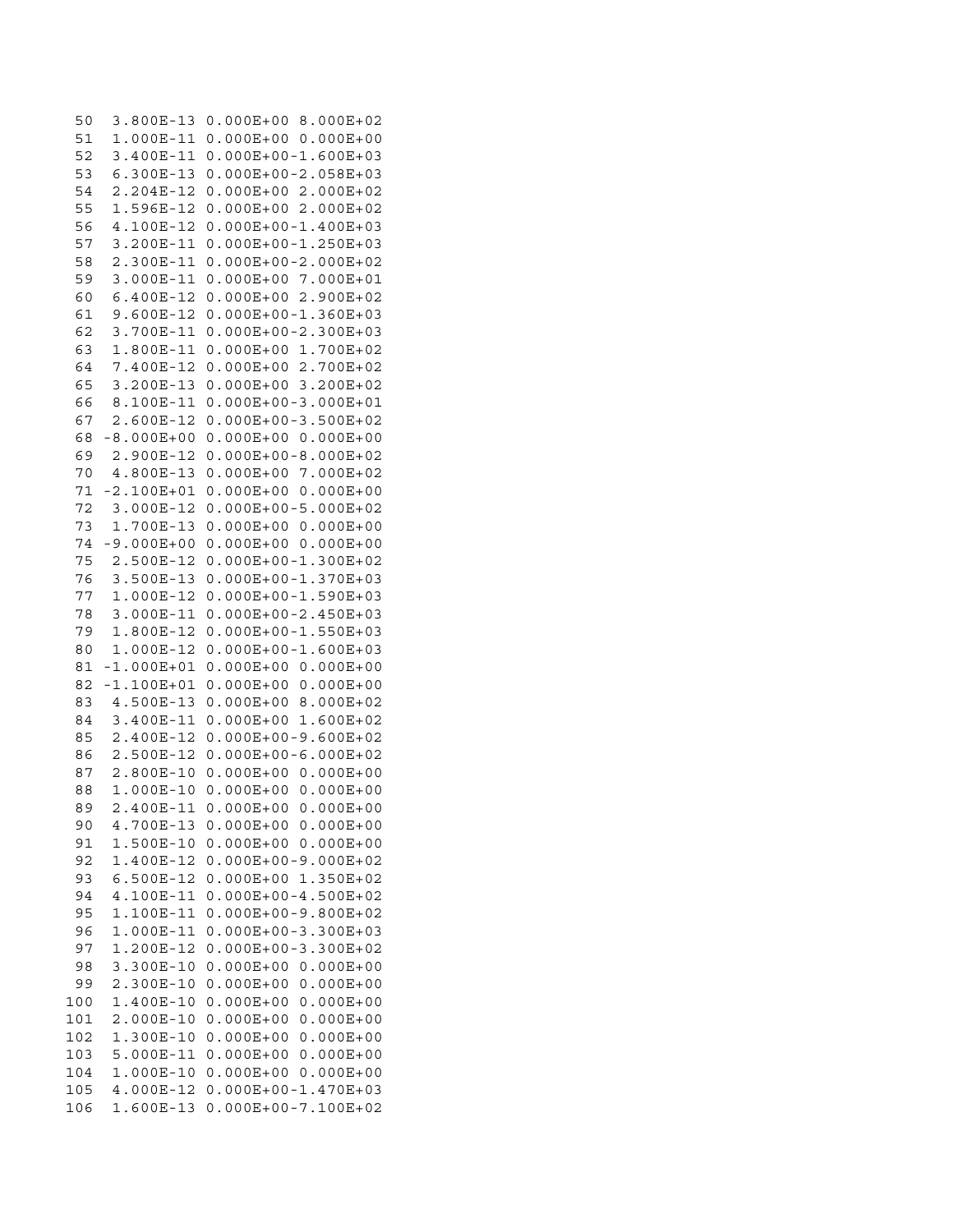```
 50  3.800E-13 0.000E+00 8.000E+02
 51  1.000E-11 0.000E+00 0.000E+00
 52  3.400E-11 0.000E+00-1.600E+03
 53  6.300E-13 0.000E+00-2.058E+03
 54  2.204E-12 0.000E+00 2.000E+02
 55  1.596E-12 0.000E+00 2.000E+02
 56  4.100E-12 0.000E+00-1.400E+03
 57  3.200E-11 0.000E+00-1.250E+03
 58  2.300E-11 0.000E+00-2.000E+02
 59  3.000E-11 0.000E+00 7.000E+01
 60  6.400E-12 0.000E+00 2.900E+02
 61  9.600E-12 0.000E+00-1.360E+03
 62  3.700E-11 0.000E+00-2.300E+03
 63  1.800E-11 0.000E+00 1.700E+02
 64  7.400E-12 0.000E+00 2.700E+02
 65  3.200E-13 0.000E+00 3.200E+02
 66  8.100E-11 0.000E+00-3.000E+01
 67  2.600E-12 0.000E+00-3.500E+02
 68 -8.000E+00 0.000E+00 0.000E+00
 69  2.900E-12 0.000E+00-8.000E+02
 70  4.800E-13 0.000E+00 7.000E+02
 71 -2.100E+01 0.000E+00 0.000E+00
 72  3.000E-12 0.000E+00-5.000E+02
 73  1.700E-13 0.000E+00 0.000E+00
 74 -9.000E+00 0.000E+00 0.000E+00
 75  2.500E-12 0.000E+00-1.300E+02
 76  3.500E-13 0.000E+00-1.370E+03
 77  1.000E-12 0.000E+00-1.590E+03
 78  3.000E-11 0.000E+00-2.450E+03
 79  1.800E-12 0.000E+00-1.550E+03
 80  1.000E-12 0.000E+00-1.600E+03
 81 -1.000E+01 0.000E+00 0.000E+00
 82 -1.100E+01 0.000E+00 0.000E+00
 83  4.500E-13 0.000E+00 8.000E+02
 84  3.400E-11 0.000E+00 1.600E+02
 85  2.400E-12 0.000E+00-9.600E+02
 86  2.500E-12 0.000E+00-6.000E+02
 87  2.800E-10 0.000E+00 0.000E+00
 88  1.000E-10 0.000E+00 0.000E+00
 89  2.400E-11 0.000E+00 0.000E+00
 90  4.700E-13 0.000E+00 0.000E+00
 91  1.500E-10 0.000E+00 0.000E+00
 92  1.400E-12 0.000E+00-9.000E+02
 93  6.500E-12 0.000E+00 1.350E+02
 94  4.100E-11 0.000E+00-4.500E+02
 95  1.100E-11 0.000E+00-9.800E+02
 96  1.000E-11 0.000E+00-3.300E+03
 97  1.200E-12 0.000E+00-3.300E+02
 98  3.300E-10 0.000E+00 0.000E+00
 99  2.300E-10 0.000E+00 0.000E+00
100  1.400E-10 0.000E+00 0.000E+00
101  2.000E-10 0.000E+00 0.000E+00
102  1.300E-10 0.000E+00 0.000E+00
103  5.000E-11 0.000E+00 0.000E+00
104  1.000E-10 0.000E+00 0.000E+00
105  4.000E-12 0.000E+00-1.470E+03
106  1.600E-13 0.000E+00-7.100E+02
```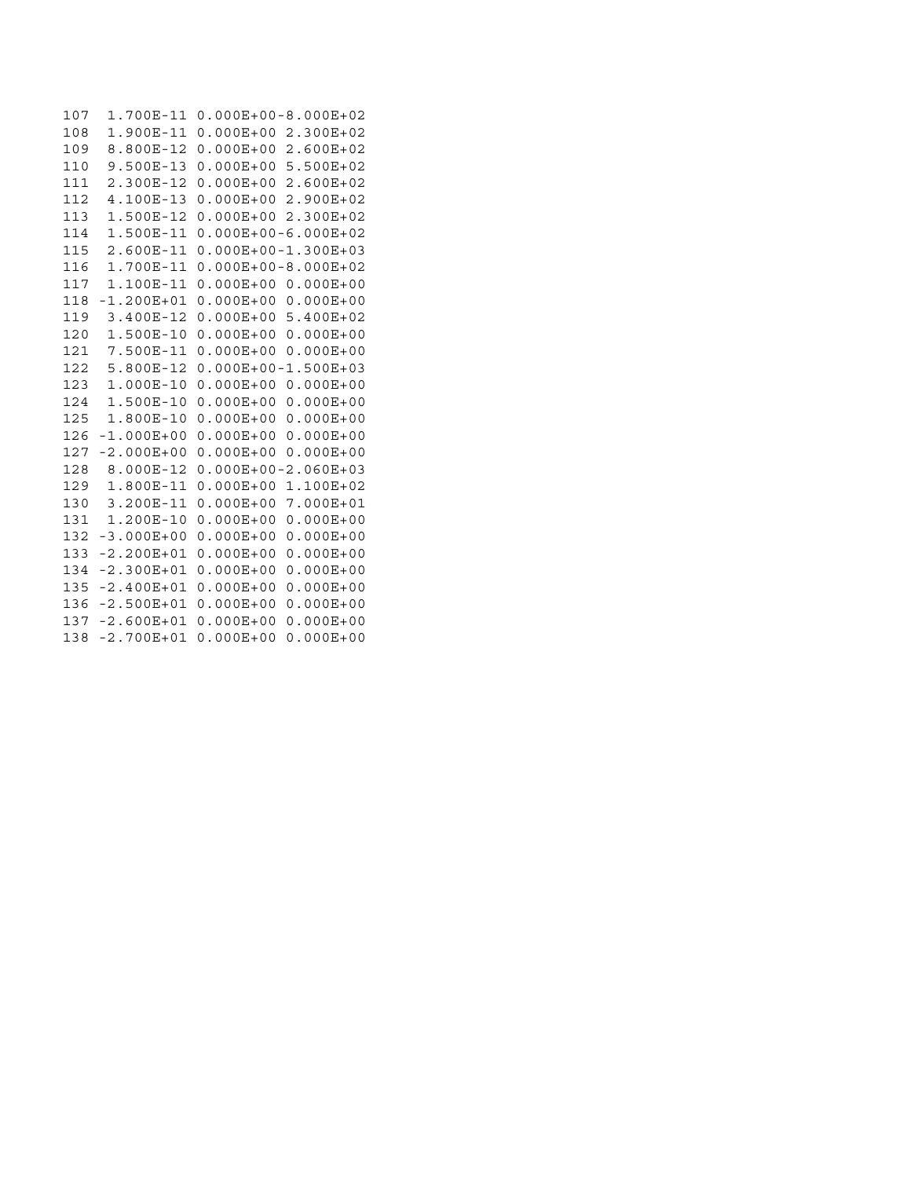```
107  1.700E-11 0.000E+00-8.000E+02
108  1.900E-11 0.000E+00 2.300E+02
109  8.800E-12 0.000E+00 2.600E+02
110  9.500E-13 0.000E+00 5.500E+02
111  2.300E-12 0.000E+00 2.600E+02
112  4.100E-13 0.000E+00 2.900E+02
113  1.500E-12 0.000E+00 2.300E+02
114  1.500E-11 0.000E+00-6.000E+02
115  2.600E-11 0.000E+00-1.300E+03
116  1.700E-11 0.000E+00-8.000E+02
117  1.100E-11 0.000E+00 0.000E+00
118 -1.200E+01 0.000E+00 0.000E+00
119  3.400E-12 0.000E+00 5.400E+02
120  1.500E-10 0.000E+00 0.000E+00
121  7.500E-11 0.000E+00 0.000E+00
122  5.800E-12 0.000E+00-1.500E+03
123  1.000E-10 0.000E+00 0.000E+00
124  1.500E-10 0.000E+00 0.000E+00
125  1.800E-10 0.000E+00 0.000E+00
126 -1.000E+00 0.000E+00 0.000E+00
127 -2.000E+00 0.000E+00 0.000E+00
128  8.000E-12 0.000E+00-2.060E+03
129  1.800E-11 0.000E+00 1.100E+02
130  3.200E-11 0.000E+00 7.000E+01
131  1.200E-10 0.000E+00 0.000E+00
132 -3.000E+00 0.000E+00 0.000E+00
133 -2.200E+01 0.000E+00 0.000E+00
134 -2.300E+01 0.000E+00 0.000E+00
135 -2.400E+01 0.000E+00 0.000E+00
136 -2.500E+01 0.000E+00 0.000E+00
137 -2.600E+01 0.000E+00 0.000E+00
138 -2.700E+01 0.000E+00 0.000E+00
```